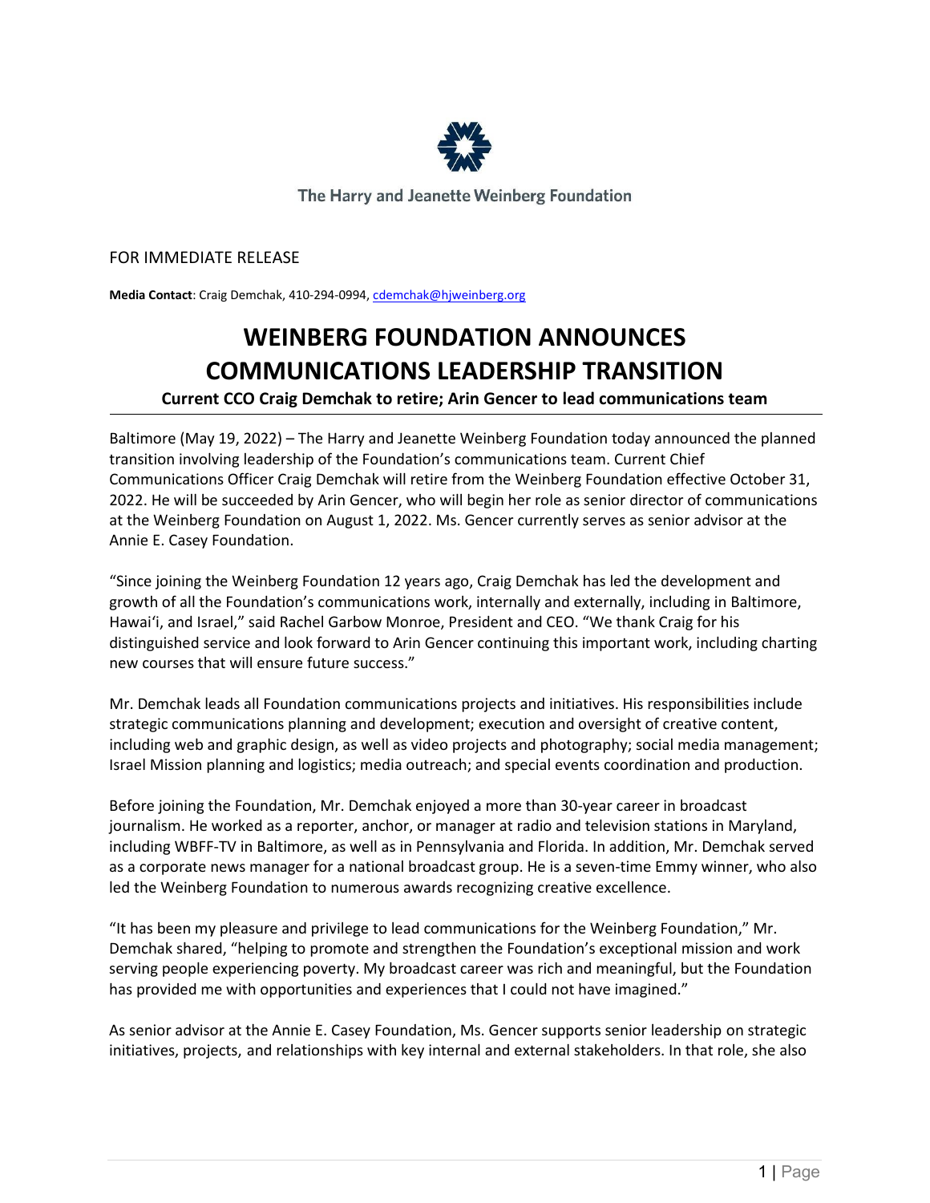The Harry and Jeanette Weinberg Foundation

FOR IMMEDIATE RELEASE

**Media Contact**: Craig Demchak, 410-294-0994, cdemchak@hjweinberg.org

# WEINBERG FOUNDATION ANNOUNCES COMMUNICATIONS LEADERSHIP TRANSITION

**Current CCO Craig Demchak to retire; Arin Gencer to lead communications team**

Baltimore (May 19, 2022) – The Harry and Jeanette Weinberg Foundation today announced the planned transition involving leadership of the Foundation's communications team. Current Chief Communications Officer Craig Demchak will retire from the Weinberg Foundation effective October 31, 2022. He will be succeeded by Arin Gencer, who will begin her role as senior director of communications at the Weinberg Foundation on August 1, 2022. Ms. Gencer currently serves as senior advisor at the Annie E. Casey Foundation.

"Since joining the Weinberg Foundation 12 years ago, Craig Demchak has led the development and growth of all the Foundation's communications work, internally and externally, including in Baltimore, Hawai'i, and Israel," said Rachel Garbow Monroe, President and CEO. "We thank Craig for his distinguished service and look forward to Arin Gencer continuing this important work, including charting new courses that will ensure future success."

Mr. Demchak leads all Foundation communications projects and initiatives. His responsibilities include strategic communications planning and development; execution and oversight of creative content, including web and graphic design, as well as video projects and photography; social media management; Israel Mission planning and logistics; media outreach; and special events coordination and production.

Before joining the Foundation, Mr. Demchak enjoyed a more than 30-year career in broadcast journalism. He worked as a reporter, anchor, or manager at radio and television stations in Maryland, including WBFF-TV in Baltimore, as well as in Pennsylvania and Florida. In addition, Mr. Demchak served as a corporate news manager for a national broadcast group. He is a seven-time Emmy winner, who also led the Weinberg Foundation to numerous awards recognizing creative excellence.

"It has been my pleasure and privilege to lead communications for the Weinberg Foundation," Mr. Demchak shared, "helping to promote and strengthen the Foundation's exceptional mission and work serving people experiencing poverty. My broadcast career was rich and meaningful, but the Foundation has provided me with opportunities and experiences that I could not have imagined."

As senior advisor at the Annie E. Casey Foundation, Ms. Gencer supports senior leadership on strategic initiatives, projects, and relationships with key internal and external stakeholders. In that role, she also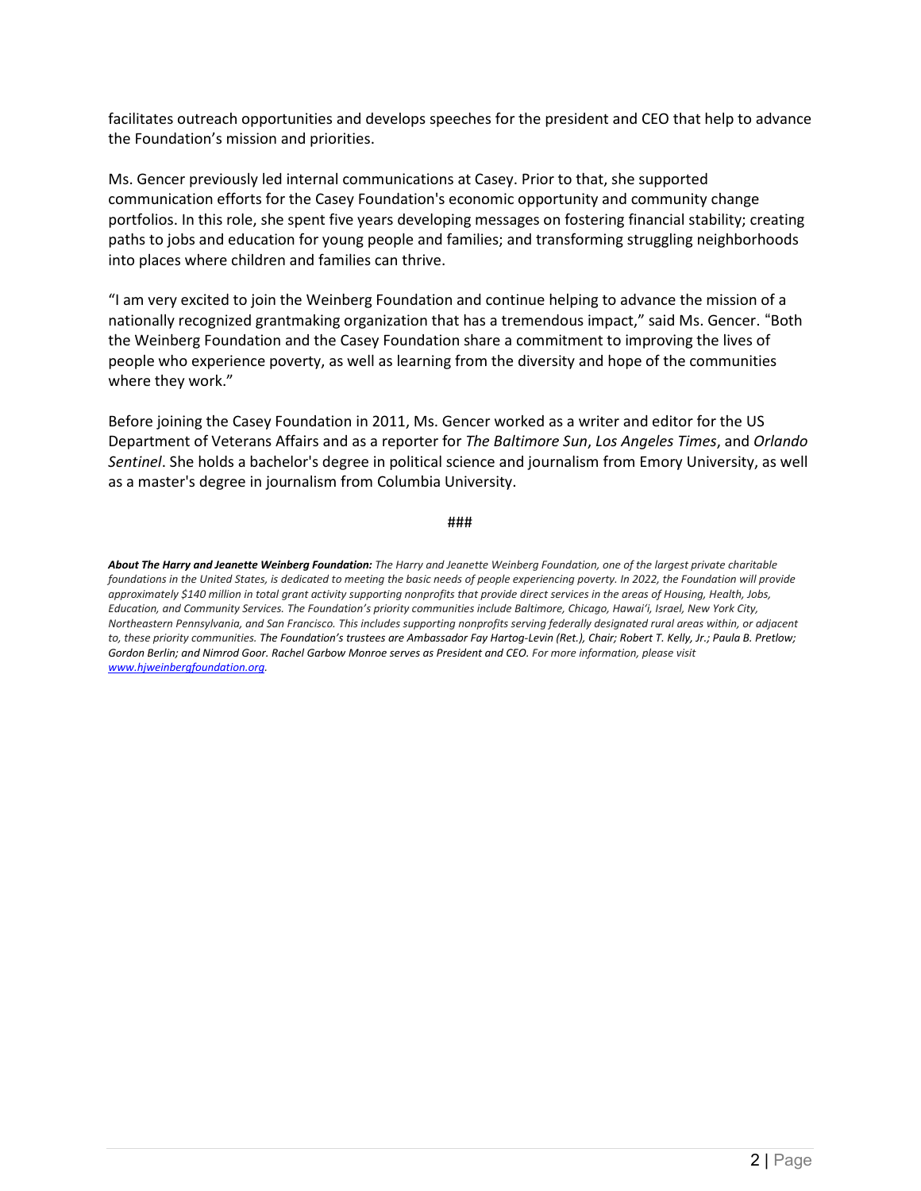facilitates outreach opportunities and develops speeches for the president and CEO that help to advance the Foundation's mission and priorities.

Ms. Gencer previously led internal communications at Casey. Prior to that, she supported communication efforts for the Casey Foundation's economic opportunity and community change portfolios. In this role, she spent five years developing messages on fostering financial stability; creating paths to jobs and education for young people and families; and transforming struggling neighborhoods into places where children and families can thrive.

"I am very excited to join the Weinberg Foundation and continue helping to advance the mission of a nationally recognized grantmaking organization that has a tremendous impact," said Ms. Gencer. "Both the Weinberg Foundation and the Casey Foundation share a commitment to improving the lives of people who experience poverty, as well as learning from the diversity and hope of the communities where they work."

Before joining the Casey Foundation in 2011, Ms. Gencer worked as a writer and editor for the US Department of Veterans Affairs and as a reporter for *The Baltimore Sun*, *Los Angeles Times*, and *Orlando Sentinel*. She holds a bachelor's degree in political science and journalism from Emory University, as well as a master's degree in journalism from Columbia University.

###

***About The Harry and Jeanette Weinberg Foundation:*** *The Harry and Jeanette Weinberg Foundation, one of the largest private charitable foundations in the United States, is dedicated to meeting the basic needs of people experiencing poverty. In 2022, the Foundation will provide approximately $140 million in total grant activity supporting nonprofits that provide direct services in the areas of Housing, Health, Jobs, Education, and Community Services. The Foundation's priority communities include Baltimore, Chicago, Hawai'i, Israel, New York City, Northeastern Pennsylvania, and San Francisco. This includes supporting nonprofits serving federally designated rural areas within, or adjacent to, these priority communities. The Foundation's trustees are Ambassador Fay Hartog-Levin (Ret.), Chair; Robert T. Kelly, Jr.; Paula B. Pretlow; Gordon Berlin; and Nimrod Goor. Rachel Garbow Monroe serves as President and CEO. For more information, please visit [www.hjweinbergfoundation.org](www.hjweinbergfoundation.org).*